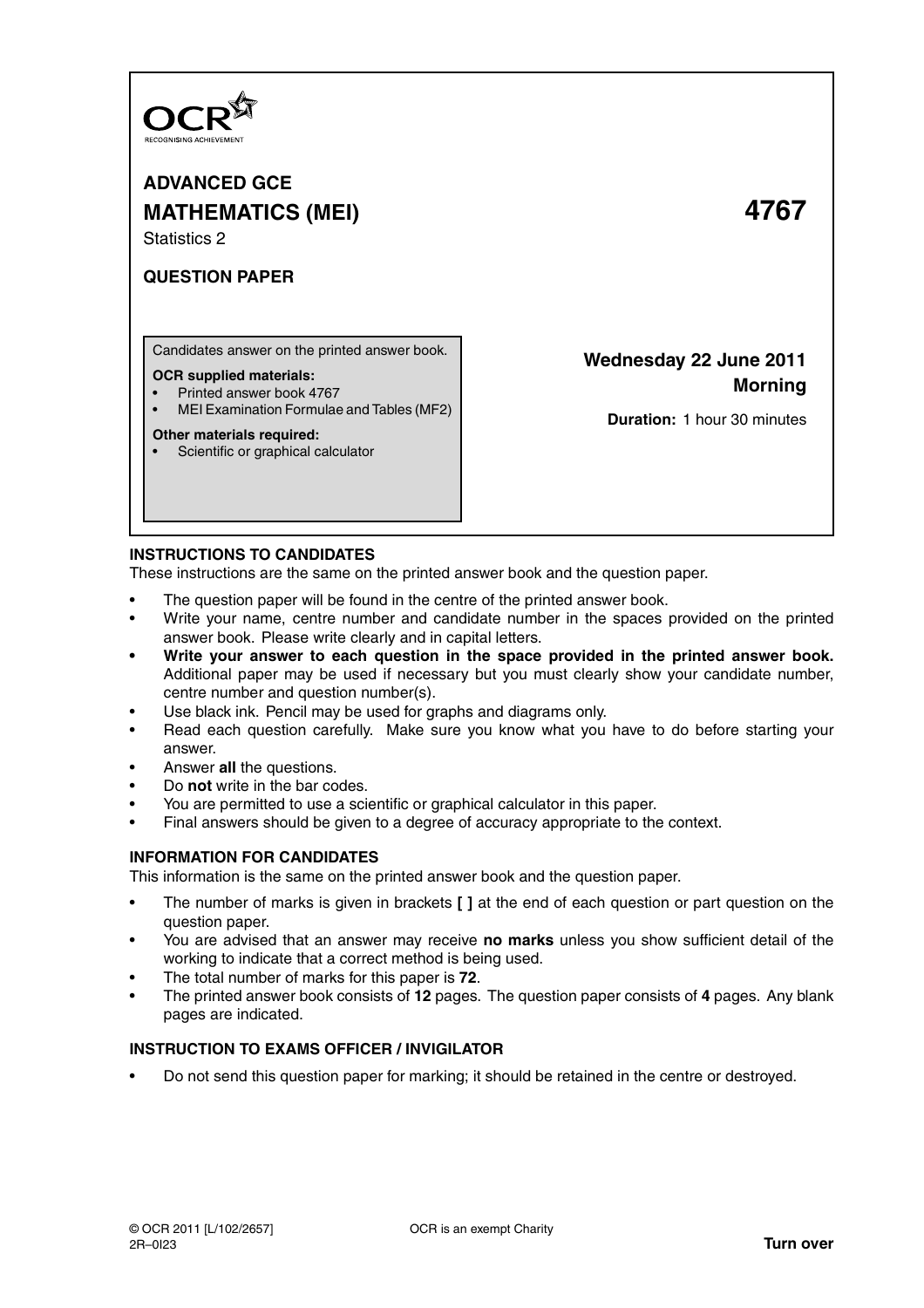OCR
RECOGNISING ACHIEVEMENT

# ADVANCED GCE

# MATHEMATICS (MEI) 4767

Statistics 2

**QUESTION PAPER**

Candidates answer on the printed answer book.

**OCR supplied materials:**
- Printed answer book 4767
- MEI Examination Formulae and Tables (MF2)

**Other materials required:**
- Scientific or graphical calculator

**Wednesday 22 June 2011**
**Morning**

**Duration:** 1 hour 30 minutes

## INSTRUCTIONS TO CANDIDATES

These instructions are the same on the printed answer book and the question paper.

- The question paper will be found in the centre of the printed answer book.
- Write your name, centre number and candidate number in the spaces provided on the printed answer book. Please write clearly and in capital letters.
- **Write your answer to each question in the space provided in the printed answer book.** Additional paper may be used if necessary but you must clearly show your candidate number, centre number and question number(s).
- Use black ink. Pencil may be used for graphs and diagrams only.
- Read each question carefully. Make sure you know what you have to do before starting your answer.
- Answer **all** the questions.
- Do **not** write in the bar codes.
- You are permitted to use a scientific or graphical calculator in this paper.
- Final answers should be given to a degree of accuracy appropriate to the context.

## INFORMATION FOR CANDIDATES

This information is the same on the printed answer book and the question paper.

- The number of marks is given in brackets **[ ]** at the end of each question or part question on the question paper.
- You are advised that an answer may receive **no marks** unless you show sufficient detail of the working to indicate that a correct method is being used.
- The total number of marks for this paper is **72**.
- The printed answer book consists of **12** pages. The question paper consists of **4** pages. Any blank pages are indicated.

## INSTRUCTION TO EXAMS OFFICER / INVIGILATOR

- Do not send this question paper for marking; it should be retained in the centre or destroyed.

© OCR 2011 [L/102/2657] OCR is an exempt Charity
2R–0I23 **Turn over**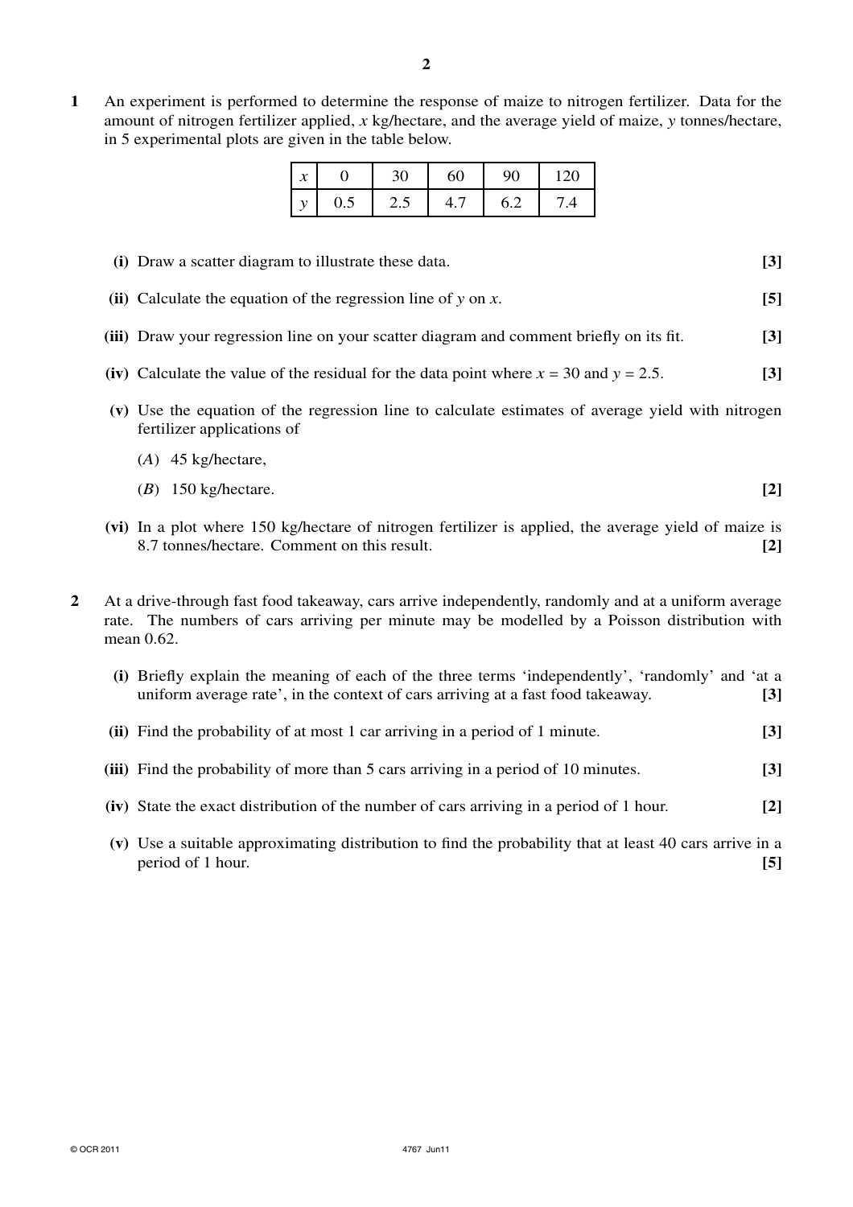**1** An experiment is performed to determine the response of maize to nitrogen fertilizer. Data for the amount of nitrogen fertilizer applied, $x$ kg/hectare, and the average yield of maize, $y$ tonnes/hectare, in 5 experimental plots are given in the table below.

| $x$ | 0 | 30 | 60 | 90 | 120 |
|---|---|---|---|---|---|
| $y$ | 0.5 | 2.5 | 4.7 | 6.2 | 7.4 |

**(i)** Draw a scatter diagram to illustrate these data. **[3]**

**(ii)** Calculate the equation of the regression line of $y$ on $x$. **[5]**

**(iii)** Draw your regression line on your scatter diagram and comment briefly on its fit. **[3]**

**(iv)** Calculate the value of the residual for the data point where $x = 30$ and $y = 2.5$. **[3]**

**(v)** Use the equation of the regression line to calculate estimates of average yield with nitrogen fertilizer applications of

($A$) 45 kg/hectare,

($B$) 150 kg/hectare. **[2]**

**(vi)** In a plot where 150 kg/hectare of nitrogen fertilizer is applied, the average yield of maize is 8.7 tonnes/hectare. Comment on this result. **[2]**

**2** At a drive-through fast food takeaway, cars arrive independently, randomly and at a uniform average rate. The numbers of cars arriving per minute may be modelled by a Poisson distribution with mean 0.62.

**(i)** Briefly explain the meaning of each of the three terms 'independently', 'randomly' and 'at a uniform average rate', in the context of cars arriving at a fast food takeaway. **[3]**

**(ii)** Find the probability of at most 1 car arriving in a period of 1 minute. **[3]**

**(iii)** Find the probability of more than 5 cars arriving in a period of 10 minutes. **[3]**

**(iv)** State the exact distribution of the number of cars arriving in a period of 1 hour. **[2]**

**(v)** Use a suitable approximating distribution to find the probability that at least 40 cars arrive in a period of 1 hour. **[5]**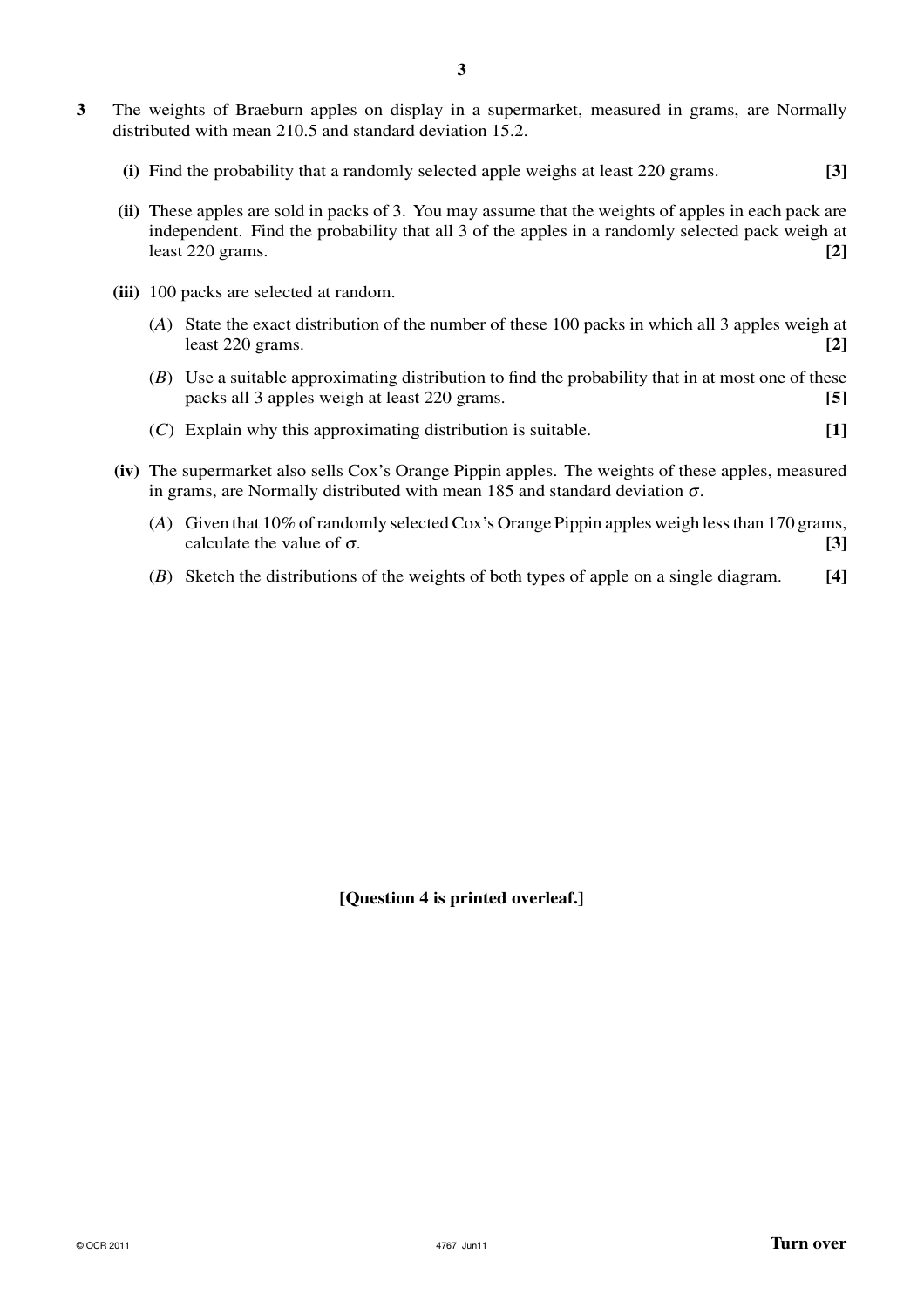**3** The weights of Braeburn apples on display in a supermarket, measured in grams, are Normally distributed with mean 210.5 and standard deviation 15.2.

**(i)** Find the probability that a randomly selected apple weighs at least 220 grams. **[3]**

**(ii)** These apples are sold in packs of 3. You may assume that the weights of apples in each pack are independent. Find the probability that all 3 of the apples in a randomly selected pack weigh at least 220 grams. **[2]**

**(iii)** 100 packs are selected at random.

($A$) State the exact distribution of the number of these 100 packs in which all 3 apples weigh at least 220 grams. **[2]**

($B$) Use a suitable approximating distribution to find the probability that in at most one of these packs all 3 apples weigh at least 220 grams. **[5]**

($C$) Explain why this approximating distribution is suitable. **[1]**

**(iv)** The supermarket also sells Cox's Orange Pippin apples. The weights of these apples, measured in grams, are Normally distributed with mean 185 and standard deviation $\sigma$.

($A$) Given that 10% of randomly selected Cox's Orange Pippin apples weigh less than 170 grams, calculate the value of $\sigma$. **[3]**

($B$) Sketch the distributions of the weights of both types of apple on a single diagram. **[4]**

**[Question 4 is printed overleaf.]**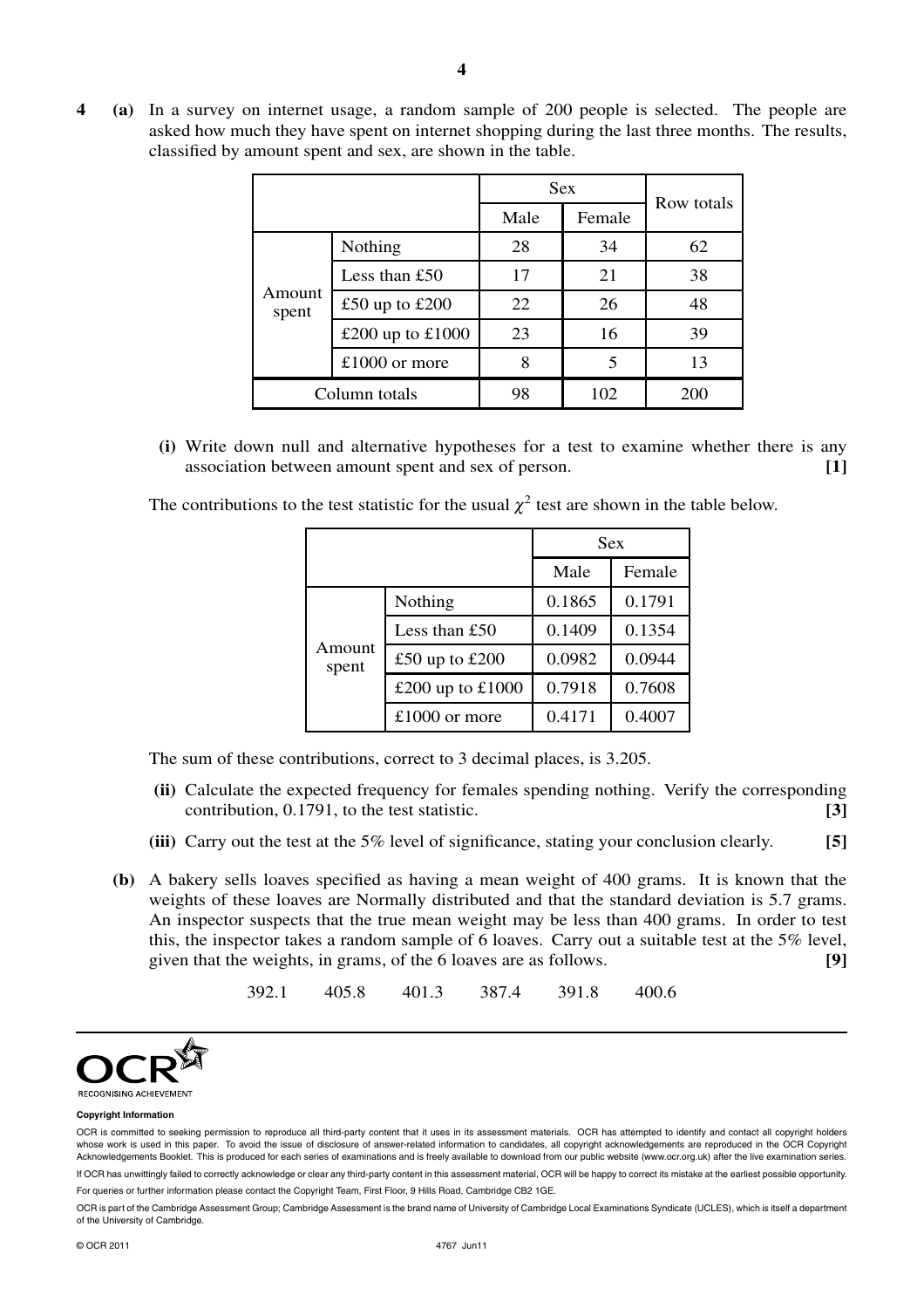**4 (a)** In a survey on internet usage, a random sample of 200 people is selected. The people are asked how much they have spent on internet shopping during the last three months. The results, classified by amount spent and sex, are shown in the table.

| | | Sex | | Row totals |
|---|---|---|---|---|
| | | Male | Female | |
| Amount spent | Nothing | 28 | 34 | 62 |
| | Less than £50 | 17 | 21 | 38 |
| | £50 up to £200 | 22 | 26 | 48 |
| | £200 up to £1000 | 23 | 16 | 39 |
| | £1000 or more | 8 | 5 | 13 |
| Column totals | | 98 | 102 | 200 |

**(i)** Write down null and alternative hypotheses for a test to examine whether there is any association between amount spent and sex of person. **[1]**

The contributions to the test statistic for the usual $\chi^2$ test are shown in the table below.

| | | Sex | |
|---|---|---|---|
| | | Male | Female |
| Amount spent | Nothing | 0.1865 | 0.1791 |
| | Less than £50 | 0.1409 | 0.1354 |
| | £50 up to £200 | 0.0982 | 0.0944 |
| | £200 up to £1000 | 0.7918 | 0.7608 |
| | £1000 or more | 0.4171 | 0.4007 |

The sum of these contributions, correct to 3 decimal places, is 3.205.

**(ii)** Calculate the expected frequency for females spending nothing. Verify the corresponding contribution, 0.1791, to the test statistic. **[3]**

**(iii)** Carry out the test at the 5% level of significance, stating your conclusion clearly. **[5]**

**(b)** A bakery sells loaves specified as having a mean weight of 400 grams. It is known that the weights of these loaves are Normally distributed and that the standard deviation is 5.7 grams. An inspector suspects that the true mean weight may be less than 400 grams. In order to test this, the inspector takes a random sample of 6 loaves. Carry out a suitable test at the 5% level, given that the weights, in grams, of the 6 loaves are as follows. **[9]**

392.1 405.8 401.3 387.4 391.8 400.6

**Copyright Information**

OCR is committed to seeking permission to reproduce all third-party content that it uses in its assessment materials. OCR has attempted to identify and contact all copyright holders whose work is used in this paper. To avoid the issue of disclosure of answer-related information to candidates, all copyright acknowledgements are reproduced in the OCR Copyright Acknowledgements Booklet. This is produced for each series of examinations and is freely available to download from our public website (www.ocr.org.uk) after the live examination series.

If OCR has unwittingly failed to correctly acknowledge or clear any third-party content in this assessment material, OCR will be happy to correct its mistake at the earliest possible opportunity.

For queries or further information please contact the Copyright Team, First Floor, 9 Hills Road, Cambridge CB2 1GE.

OCR is part of the Cambridge Assessment Group; Cambridge Assessment is the brand name of University of Cambridge Local Examinations Syndicate (UCLES), which is itself a department of the University of Cambridge.

© OCR 2011 4767 Jun11